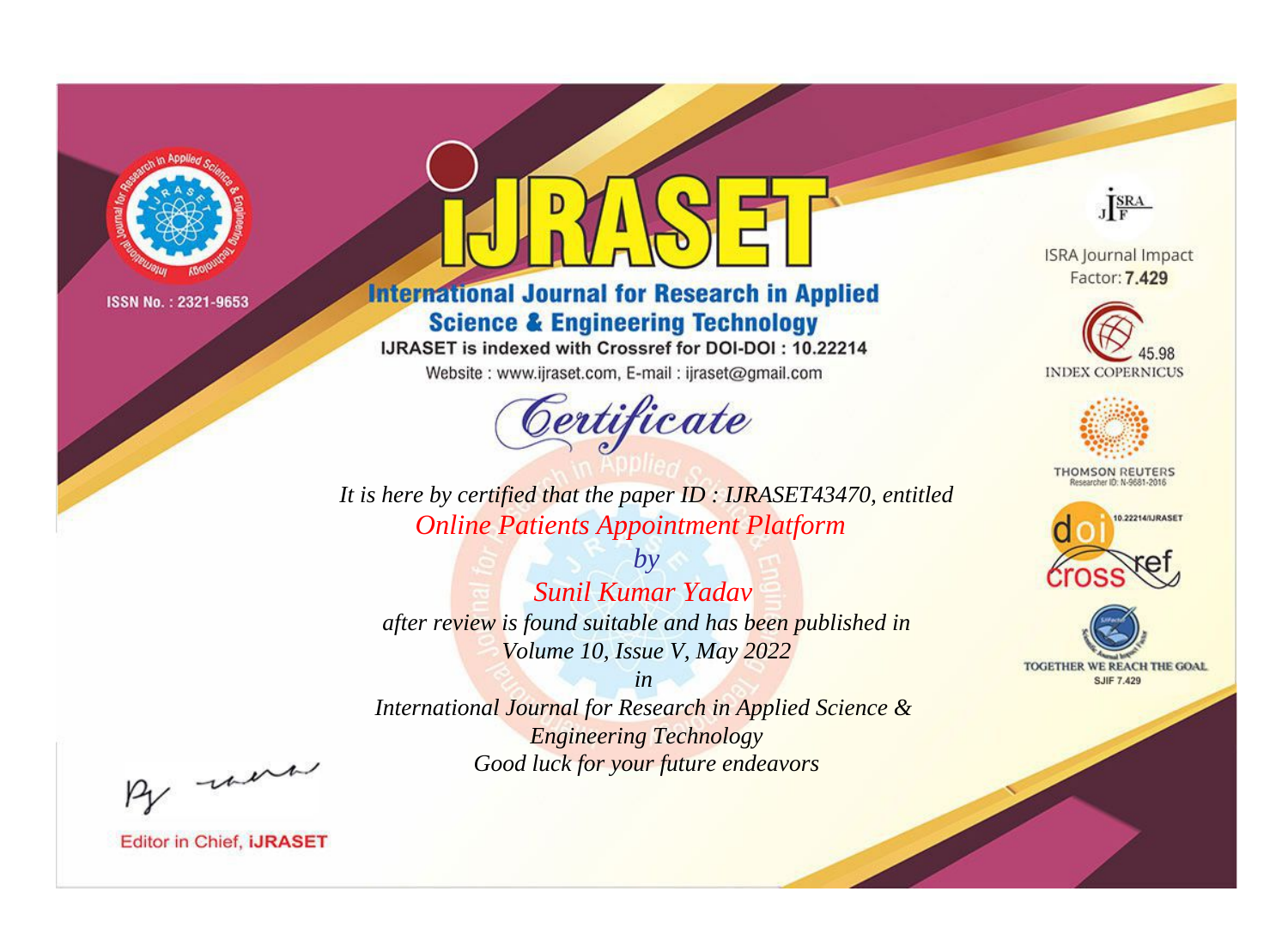ISSN No. : 2321-9653

# iJRASET

## International Journal for Research in Applied Science & Engineering Technology

IJRASET is indexed with Crossref for DOI-DOI : 10.22214

Website : www.ijraset.com, E-mail : ijraset@gmail.com

## Certificate

*It is here by certified that the paper ID : IJRASET43470, entitled*

*Online Patients Appointment Platform*

*by*

*Sunil Kumar Yadav*

*after review is found suitable and has been published in*

*Volume 10, Issue V, May 2022*

*in*

*International Journal for Research in Applied Science & Engineering Technology*

*Good luck for your future endeavors*

ISRA Journal Impact Factor: **7.429**

45.98 INDEX COPERNICUS

THOMSON REUTERS Researcher ID: N-9681-2016

10.22214/IJRASET

TOGETHER WE REACH THE GOAL SJIF 7.429

Editor in Chief, iJRASET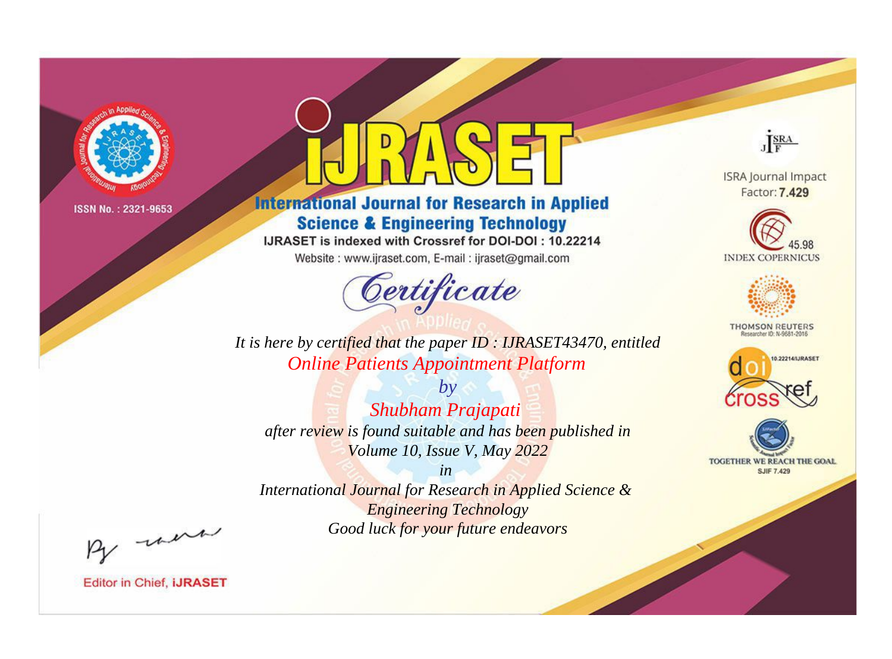ISSN No. : 2321-9653

# iJRASET

## International Journal for Research in Applied Science & Engineering Technology

IJRASET is indexed with Crossref for DOI-DOI : 10.22214

Website : www.ijraset.com, E-mail : ijraset@gmail.com

ISRA Journal Impact Factor: **7.429**

45.98 INDEX COPERNICUS

THOMSON REUTERS Researcher ID: N-9681-2016

10.22214/IJRASET

TOGETHER WE REACH THE GOAL SJIF 7.429

## *Certificate*

*It is here by certified that the paper ID : IJRASET43470, entitled*

*Online Patients Appointment Platform*

*by*

*Shubham Prajapati*

*after review is found suitable and has been published in*

*Volume 10, Issue V, May 2022*

*in*

*International Journal for Research in Applied Science & Engineering Technology*

*Good luck for your future endeavors*

Editor in Chief, **iJRASET**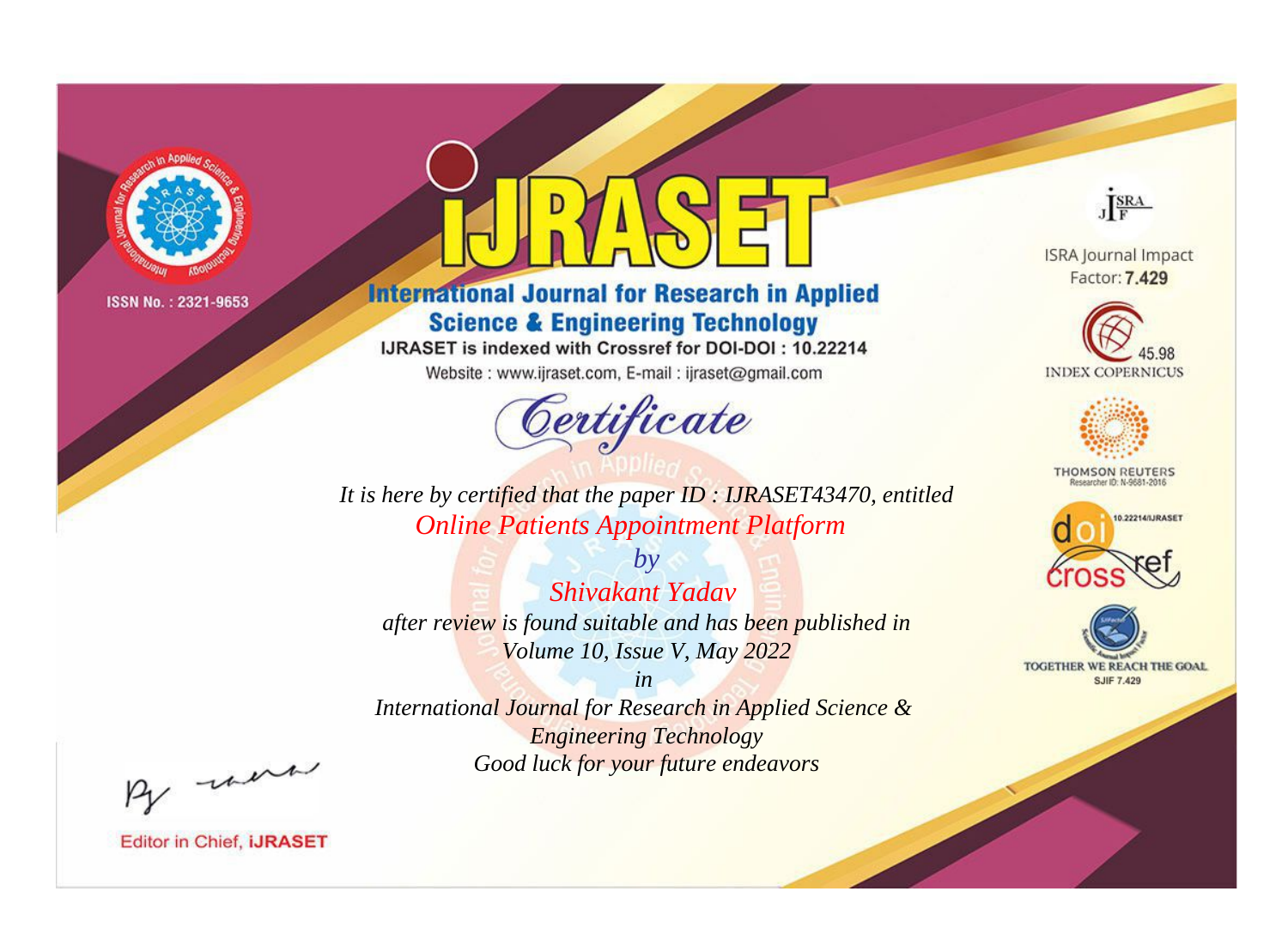ISSN No. : 2321-9653

# iJRASET

## International Journal for Research in Applied Science & Engineering Technology

IJRASET is indexed with Crossref for DOI-DOI : 10.22214

Website : www.ijraset.com, E-mail : ijraset@gmail.com

ISRA Journal Impact Factor: **7.429**

45.98 INDEX COPERNICUS

THOMSON REUTERS Researcher ID: N-9681-2016

10.22214/IJRASET

TOGETHER WE REACH THE GOAL SJIF 7.429

# *Certificate*

*It is here by certified that the paper ID : IJRASET43470, entitled*

*Online Patients Appointment Platform*

*by*

*Shivakant Yadav*

*after review is found suitable and has been published in*

*Volume 10, Issue V, May 2022*

*in*

*International Journal for Research in Applied Science & Engineering Technology*

*Good luck for your future endeavors*

Editor in Chief, **iJRASET**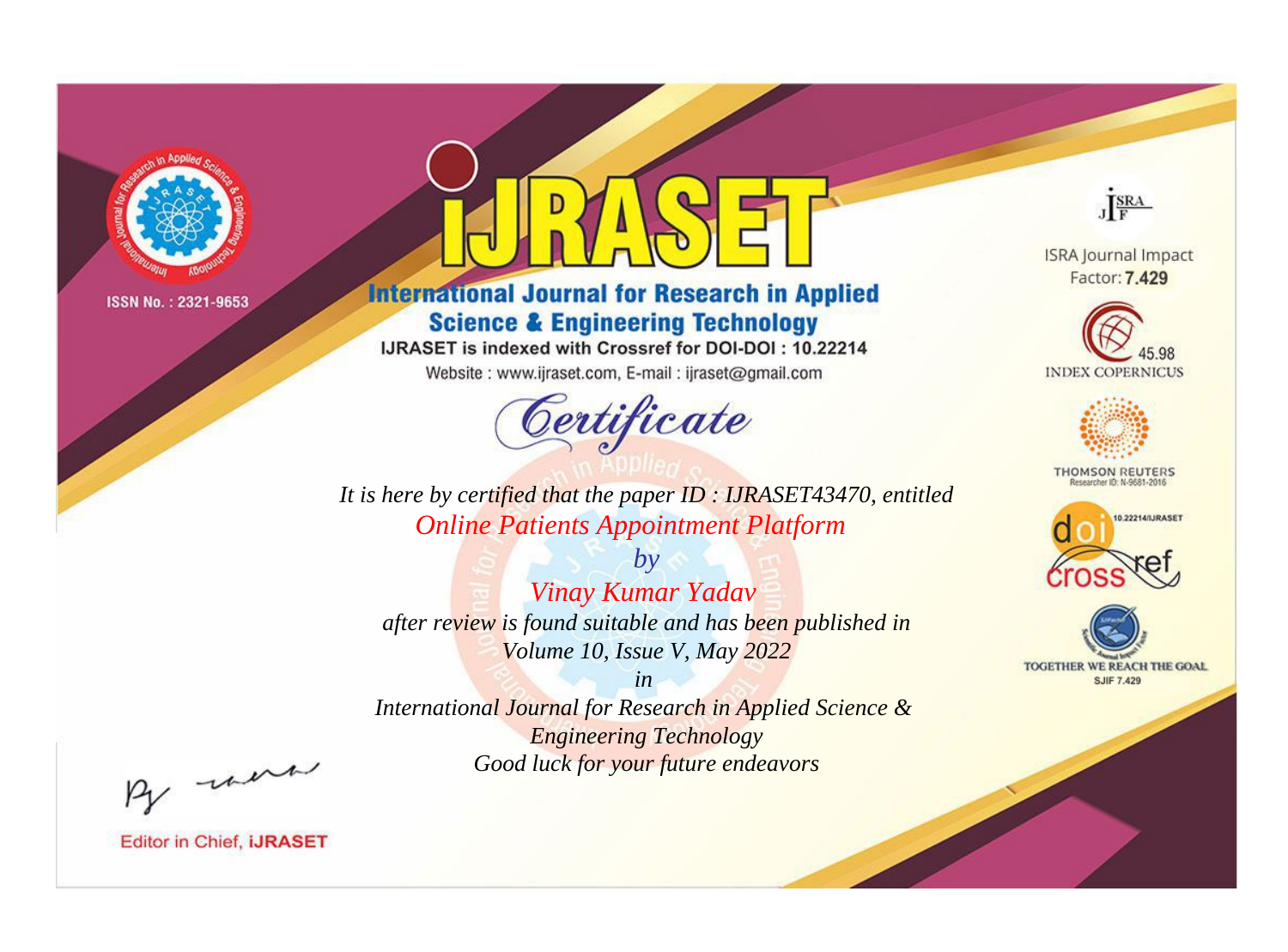ISSN No. : 2321-9653

# iJRASET

## International Journal for Research in Applied Science & Engineering Technology

IJRASET is indexed with Crossref for DOI-DOI : 10.22214

Website : www.ijraset.com, E-mail : ijraset@gmail.com

ISRA Journal Impact Factor: **7.429**

45.98 INDEX COPERNICUS

THOMSON REUTERS Researcher ID: N-9681-2016

10.22214/IJRASET

TOGETHER WE REACH THE GOAL SJIF 7.429

*Certificate*

*It is here by certified that the paper ID : IJRASET43470, entitled*

*Online Patients Appointment Platform*

*by*

*Vinay Kumar Yadav*

*after review is found suitable and has been published in*

*Volume 10, Issue V, May 2022*

*in*

*International Journal for Research in Applied Science & Engineering Technology*

*Good luck for your future endeavors*

Editor in Chief, **iJRASET**